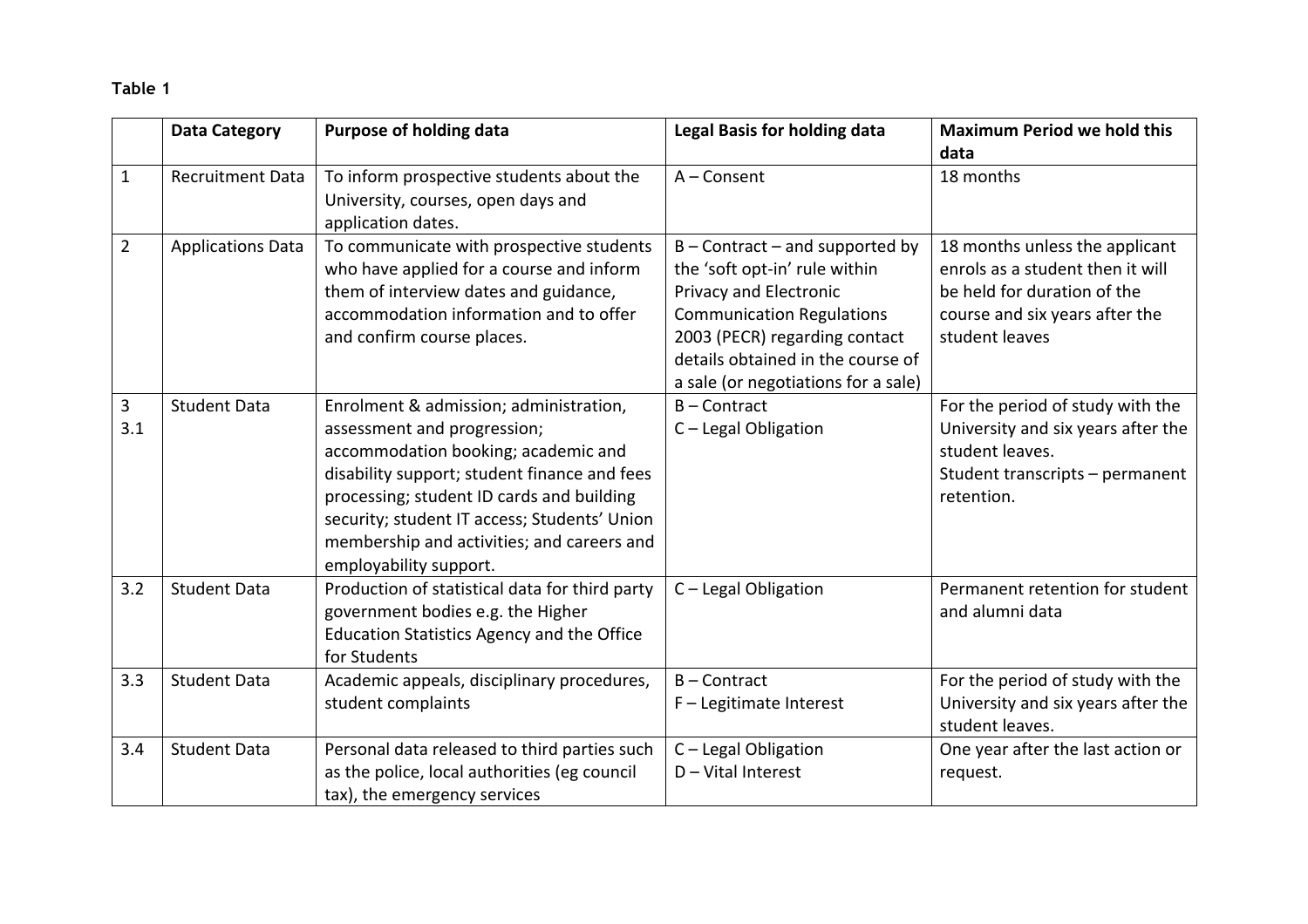**Table 1**

| | Data Category | Purpose of holding data | Legal Basis for holding data | Maximum Period we hold this data |
|---|---|---|---|---|
| 1 | Recruitment Data | To inform prospective students about the University, courses, open days and application dates. | A – Consent | 18 months |
| 2 | Applications Data | To communicate with prospective students who have applied for a course and inform them of interview dates and guidance, accommodation information and to offer and confirm course places. | B – Contract – and supported by the 'soft opt-in' rule within Privacy and Electronic Communication Regulations 2003 (PECR) regarding contact details obtained in the course of a sale (or negotiations for a sale) | 18 months unless the applicant enrols as a student then it will be held for duration of the course and six years after the student leaves |
| 3<br>3.1 | Student Data | Enrolment & admission; administration, assessment and progression; accommodation booking; academic and disability support; student finance and fees processing; student ID cards and building security; student IT access; Students' Union membership and activities; and careers and employability support. | B – Contract<br>C – Legal Obligation | For the period of study with the University and six years after the student leaves.<br>Student transcripts – permanent retention. |
| 3.2 | Student Data | Production of statistical data for third party government bodies e.g. the Higher Education Statistics Agency and the Office for Students | C – Legal Obligation | Permanent retention for student and alumni data |
| 3.3 | Student Data | Academic appeals, disciplinary procedures, student complaints | B – Contract<br>F – Legitimate Interest | For the period of study with the University and six years after the student leaves. |
| 3.4 | Student Data | Personal data released to third parties such as the police, local authorities (eg council tax), the emergency services | C – Legal Obligation<br>D – Vital Interest | One year after the last action or request. |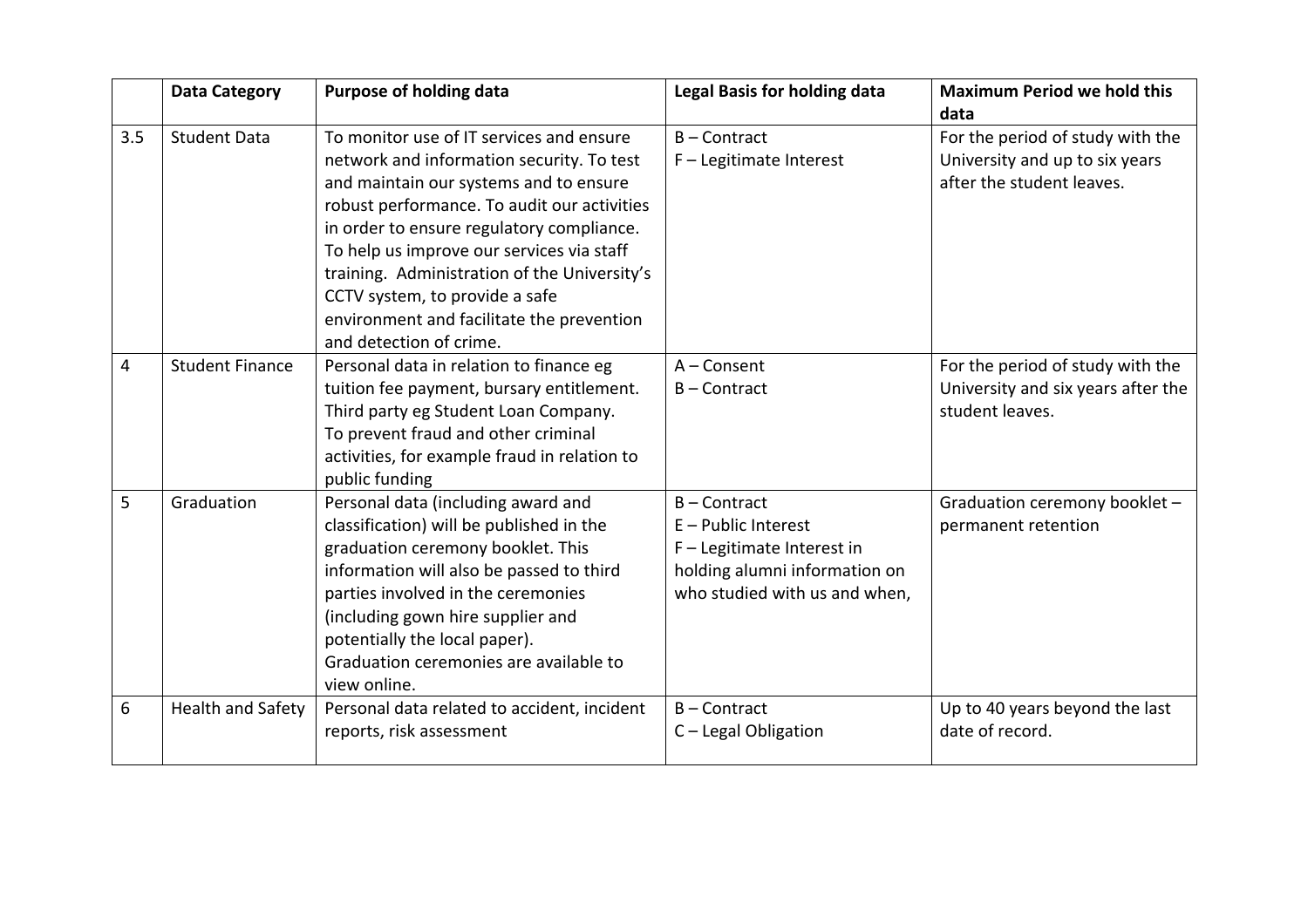| | Data Category | Purpose of holding data | Legal Basis for holding data | Maximum Period we hold this data |
|---|---|---|---|---|
| 3.5 | Student Data | To monitor use of IT services and ensure network and information security. To test and maintain our systems and to ensure robust performance. To audit our activities in order to ensure regulatory compliance. To help us improve our services via staff training. Administration of the University's CCTV system, to provide a safe environment and facilitate the prevention and detection of crime. | B – Contract<br>F – Legitimate Interest | For the period of study with the University and up to six years after the student leaves. |
| 4 | Student Finance | Personal data in relation to finance eg tuition fee payment, bursary entitlement. Third party eg Student Loan Company.<br>To prevent fraud and other criminal activities, for example fraud in relation to public funding | A – Consent<br>B – Contract | For the period of study with the University and six years after the student leaves. |
| 5 | Graduation | Personal data (including award and classification) will be published in the graduation ceremony booklet. This information will also be passed to third parties involved in the ceremonies (including gown hire supplier and potentially the local paper).<br>Graduation ceremonies are available to view online. | B – Contract<br>E – Public Interest<br>F – Legitimate Interest in holding alumni information on who studied with us and when, | Graduation ceremony booklet – permanent retention |
| 6 | Health and Safety | Personal data related to accident, incident reports, risk assessment | B – Contract<br>C – Legal Obligation | Up to 40 years beyond the last date of record. |